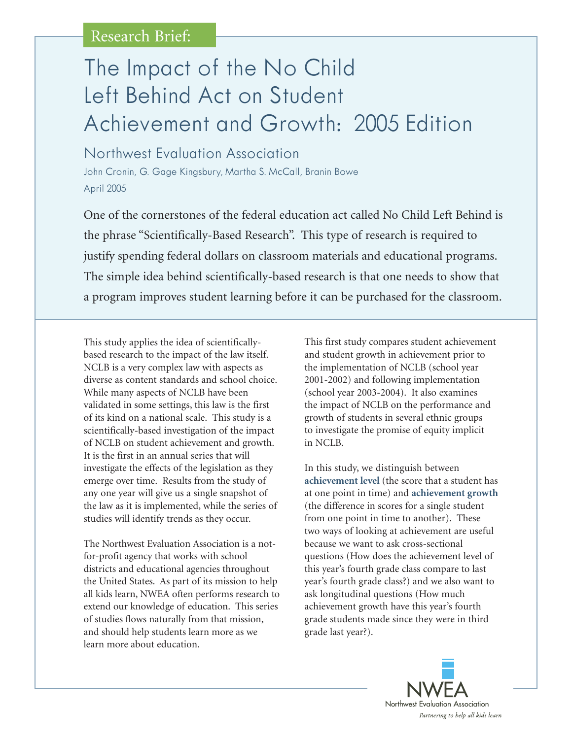Research Brief:

# The Impact of the No Child Left Behind Act on Student Achievement and Growth: 2005 Edition

## Northwest Evaluation Association

John Cronin, G. Gage Kingsbury, Martha S. McCall, Branin Bowe

April 2005

One of the cornerstones of the federal education act called No Child Left Behind is the phrase "Scientifically-Based Research". This type of research is required to justify spending federal dollars on classroom materials and educational programs. The simple idea behind scientifically-based research is that one needs to show that a program improves student learning before it can be purchased for the classroom.

This study applies the idea of scientifically-based research to the impact of the law itself. NCLB is a very complex law with aspects as diverse as content standards and school choice. While many aspects of NCLB have been validated in some settings, this law is the first of its kind on a national scale. This study is a scientifically-based investigation of the impact of NCLB on student achievement and growth. It is the first in an annual series that will investigate the effects of the legislation as they emerge over time. Results from the study of any one year will give us a single snapshot of the law as it is implemented, while the series of studies will identify trends as they occur.

The Northwest Evaluation Association is a not-for-profit agency that works with school districts and educational agencies throughout the United States. As part of its mission to help all kids learn, NWEA often performs research to extend our knowledge of education. This series of studies flows naturally from that mission, and should help students learn more as we learn more about education.

This first study compares student achievement and student growth in achievement prior to the implementation of NCLB (school year 2001-2002) and following implementation (school year 2003-2004). It also examines the impact of NCLB on the performance and growth of students in several ethnic groups to investigate the promise of equity implicit in NCLB.

In this study, we distinguish between **achievement level** (the score that a student has at one point in time) and **achievement growth** (the difference in scores for a single student from one point in time to another). These two ways of looking at achievement are useful because we want to ask cross-sectional questions (How does the achievement level of this year's fourth grade class compare to last year's fourth grade class?) and we also want to ask longitudinal questions (How much achievement growth have this year's fourth grade students made since they were in third grade last year?).

NWEA
Northwest Evaluation Association
*Partnering to help all kids learn*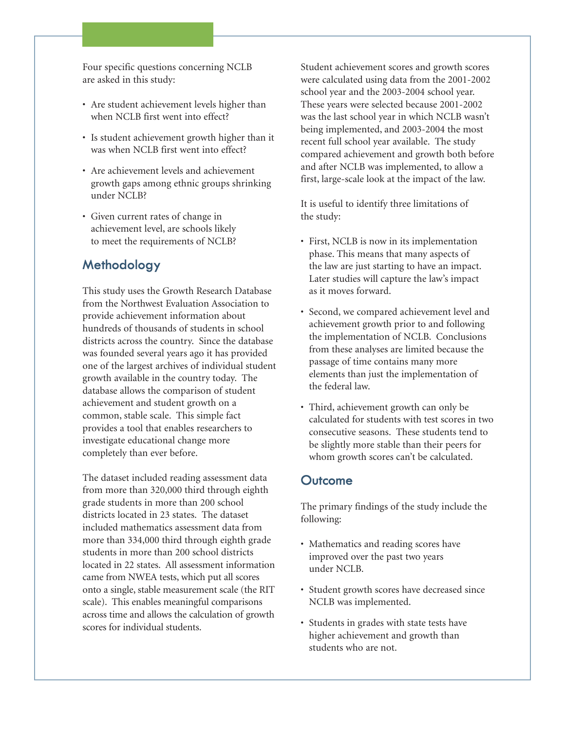Four specific questions concerning NCLB are asked in this study:

- Are student achievement levels higher than when NCLB first went into effect?
- Is student achievement growth higher than it was when NCLB first went into effect?
- Are achievement levels and achievement growth gaps among ethnic groups shrinking under NCLB?
- Given current rates of change in achievement level, are schools likely to meet the requirements of NCLB?

## Methodology

This study uses the Growth Research Database from the Northwest Evaluation Association to provide achievement information about hundreds of thousands of students in school districts across the country. Since the database was founded several years ago it has provided one of the largest archives of individual student growth available in the country today. The database allows the comparison of student achievement and student growth on a common, stable scale. This simple fact provides a tool that enables researchers to investigate educational change more completely than ever before.

The dataset included reading assessment data from more than 320,000 third through eighth grade students in more than 200 school districts located in 23 states. The dataset included mathematics assessment data from more than 334,000 third through eighth grade students in more than 200 school districts located in 22 states. All assessment information came from NWEA tests, which put all scores onto a single, stable measurement scale (the RIT scale). This enables meaningful comparisons across time and allows the calculation of growth scores for individual students.

Student achievement scores and growth scores were calculated using data from the 2001-2002 school year and the 2003-2004 school year. These years were selected because 2001-2002 was the last school year in which NCLB wasn't being implemented, and 2003-2004 the most recent full school year available. The study compared achievement and growth both before and after NCLB was implemented, to allow a first, large-scale look at the impact of the law.

It is useful to identify three limitations of the study:

- First, NCLB is now in its implementation phase. This means that many aspects of the law are just starting to have an impact. Later studies will capture the law's impact as it moves forward.
- Second, we compared achievement level and achievement growth prior to and following the implementation of NCLB. Conclusions from these analyses are limited because the passage of time contains many more elements than just the implementation of the federal law.
- Third, achievement growth can only be calculated for students with test scores in two consecutive seasons. These students tend to be slightly more stable than their peers for whom growth scores can't be calculated.

## Outcome

The primary findings of the study include the following:

- Mathematics and reading scores have improved over the past two years under NCLB.
- Student growth scores have decreased since NCLB was implemented.
- Students in grades with state tests have higher achievement and growth than students who are not.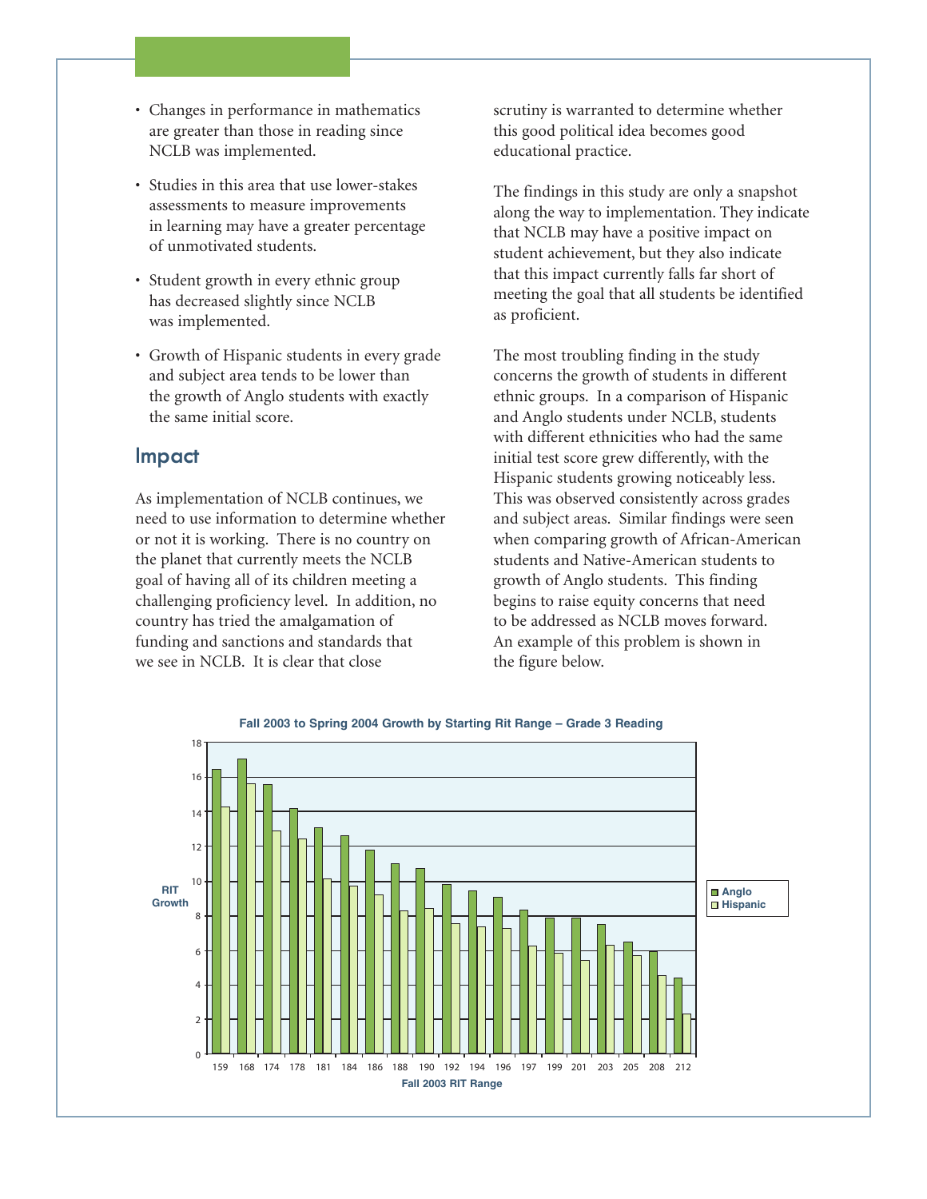- Changes in performance in mathematics are greater than those in reading since NCLB was implemented.
- Studies in this area that use lower-stakes assessments to measure improvements in learning may have a greater percentage of unmotivated students.
- Student growth in every ethnic group has decreased slightly since NCLB was implemented.
- Growth of Hispanic students in every grade and subject area tends to be lower than the growth of Anglo students with exactly the same initial score.

## Impact

As implementation of NCLB continues, we need to use information to determine whether or not it is working. There is no country on the planet that currently meets the NCLB goal of having all of its children meeting a challenging proficiency level. In addition, no country has tried the amalgamation of funding and sanctions and standards that we see in NCLB. It is clear that close scrutiny is warranted to determine whether this good political idea becomes good educational practice.

The findings in this study are only a snapshot along the way to implementation. They indicate that NCLB may have a positive impact on student achievement, but they also indicate that this impact currently falls far short of meeting the goal that all students be identified as proficient.

The most troubling finding in the study concerns the growth of students in different ethnic groups. In a comparison of Hispanic and Anglo students under NCLB, students with different ethnicities who had the same initial test score grew differently, with the Hispanic students growing noticeably less. This was observed consistently across grades and subject areas. Similar findings were seen when comparing growth of African-American students and Native-American students to growth of Anglo students. This finding begins to raise equity concerns that need to be addressed as NCLB moves forward. An example of this problem is shown in the figure below.

**Fall 2003 to Spring 2004 Growth by Starting Rit Range – Grade 3 Reading**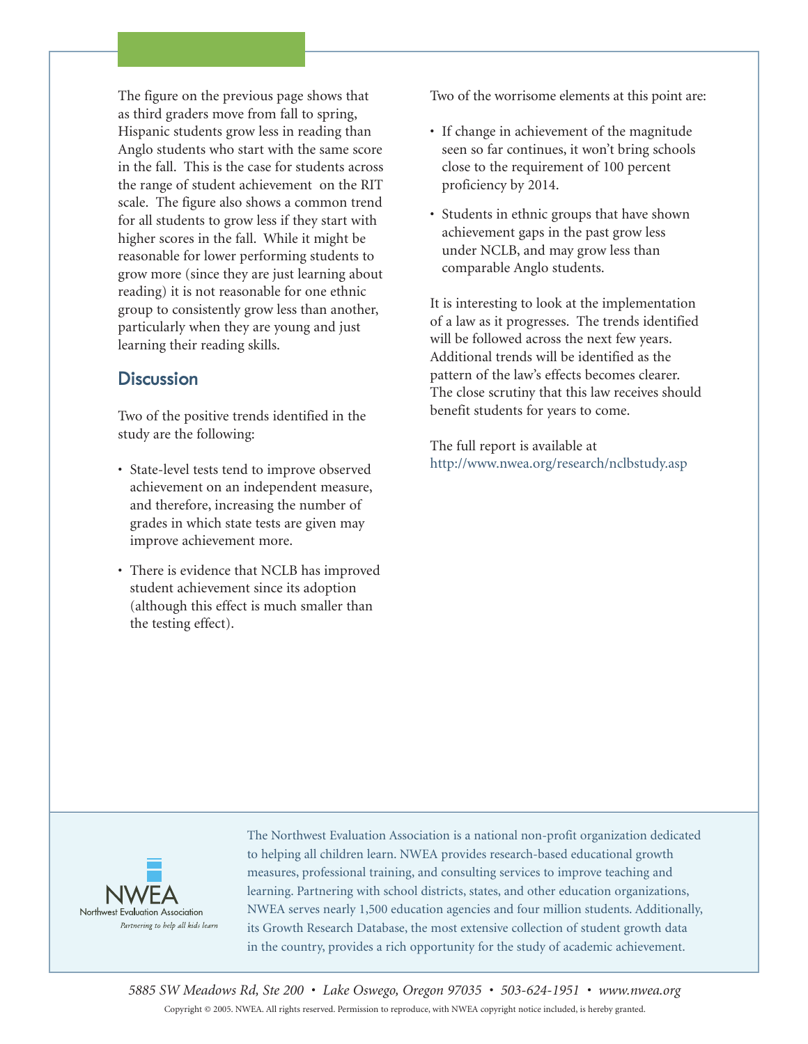The figure on the previous page shows that as third graders move from fall to spring, Hispanic students grow less in reading than Anglo students who start with the same score in the fall. This is the case for students across the range of student achievement on the RIT scale. The figure also shows a common trend for all students to grow less if they start with higher scores in the fall. While it might be reasonable for lower performing students to grow more (since they are just learning about reading) it is not reasonable for one ethnic group to consistently grow less than another, particularly when they are young and just learning their reading skills.

## Discussion

Two of the positive trends identified in the study are the following:

- State-level tests tend to improve observed achievement on an independent measure, and therefore, increasing the number of grades in which state tests are given may improve achievement more.
- There is evidence that NCLB has improved student achievement since its adoption (although this effect is much smaller than the testing effect).

Two of the worrisome elements at this point are:

- If change in achievement of the magnitude seen so far continues, it won't bring schools close to the requirement of 100 percent proficiency by 2014.
- Students in ethnic groups that have shown achievement gaps in the past grow less under NCLB, and may grow less than comparable Anglo students.

It is interesting to look at the implementation of a law as it progresses. The trends identified will be followed across the next few years. Additional trends will be identified as the pattern of the law's effects becomes clearer. The close scrutiny that this law receives should benefit students for years to come.

The full report is available at http://www.nwea.org/research/nclbstudy.asp

NWEA
Northwest Evaluation Association
*Partnering to help all kids learn*

The Northwest Evaluation Association is a national non-profit organization dedicated to helping all children learn. NWEA provides research-based educational growth measures, professional training, and consulting services to improve teaching and learning. Partnering with school districts, states, and other education organizations, NWEA serves nearly 1,500 education agencies and four million students. Additionally, its Growth Research Database, the most extensive collection of student growth data in the country, provides a rich opportunity for the study of academic achievement.

*5885 SW Meadows Rd, Ste 200 • Lake Oswego, Oregon 97035 • 503-624-1951 • www.nwea.org*

Copyright © 2005. NWEA. All rights reserved. Permission to reproduce, with NWEA copyright notice included, is hereby granted.